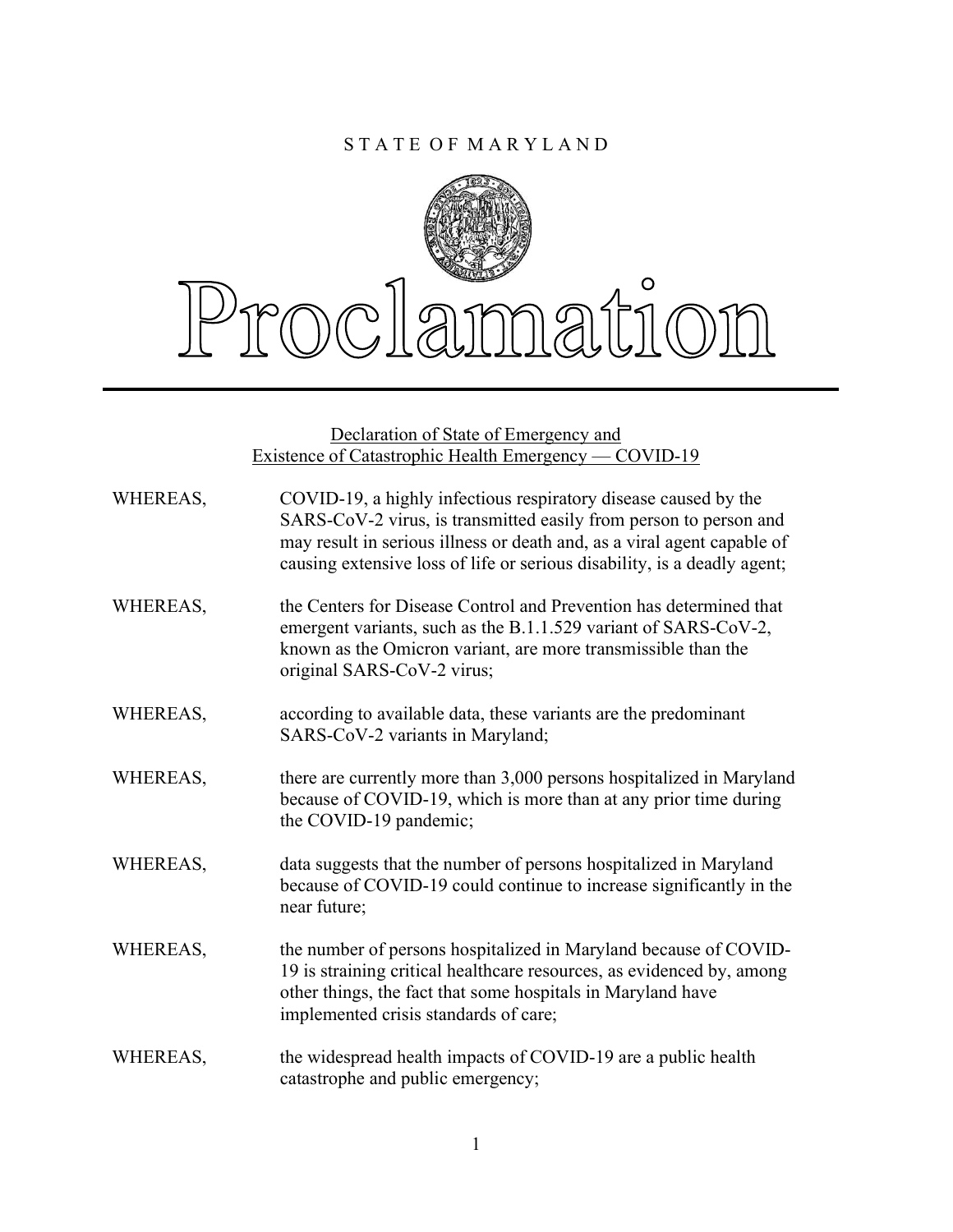STATE OF MARYLAND

# Proclamation

## Declaration of State of Emergency and Existence of Catastrophic Health Emergency — COVID-19

WHEREAS, COVID-19, a highly infectious respiratory disease caused by the SARS-CoV-2 virus, is transmitted easily from person to person and may result in serious illness or death and, as a viral agent capable of causing extensive loss of life or serious disability, is a deadly agent;

WHEREAS, the Centers for Disease Control and Prevention has determined that emergent variants, such as the B.1.1.529 variant of SARS-CoV-2, known as the Omicron variant, are more transmissible than the original SARS-CoV-2 virus;

WHEREAS, according to available data, these variants are the predominant SARS-CoV-2 variants in Maryland;

WHEREAS, there are currently more than 3,000 persons hospitalized in Maryland because of COVID-19, which is more than at any prior time during the COVID-19 pandemic;

WHEREAS, data suggests that the number of persons hospitalized in Maryland because of COVID-19 could continue to increase significantly in the near future;

WHEREAS, the number of persons hospitalized in Maryland because of COVID-19 is straining critical healthcare resources, as evidenced by, among other things, the fact that some hospitals in Maryland have implemented crisis standards of care;

WHEREAS, the widespread health impacts of COVID-19 are a public health catastrophe and public emergency;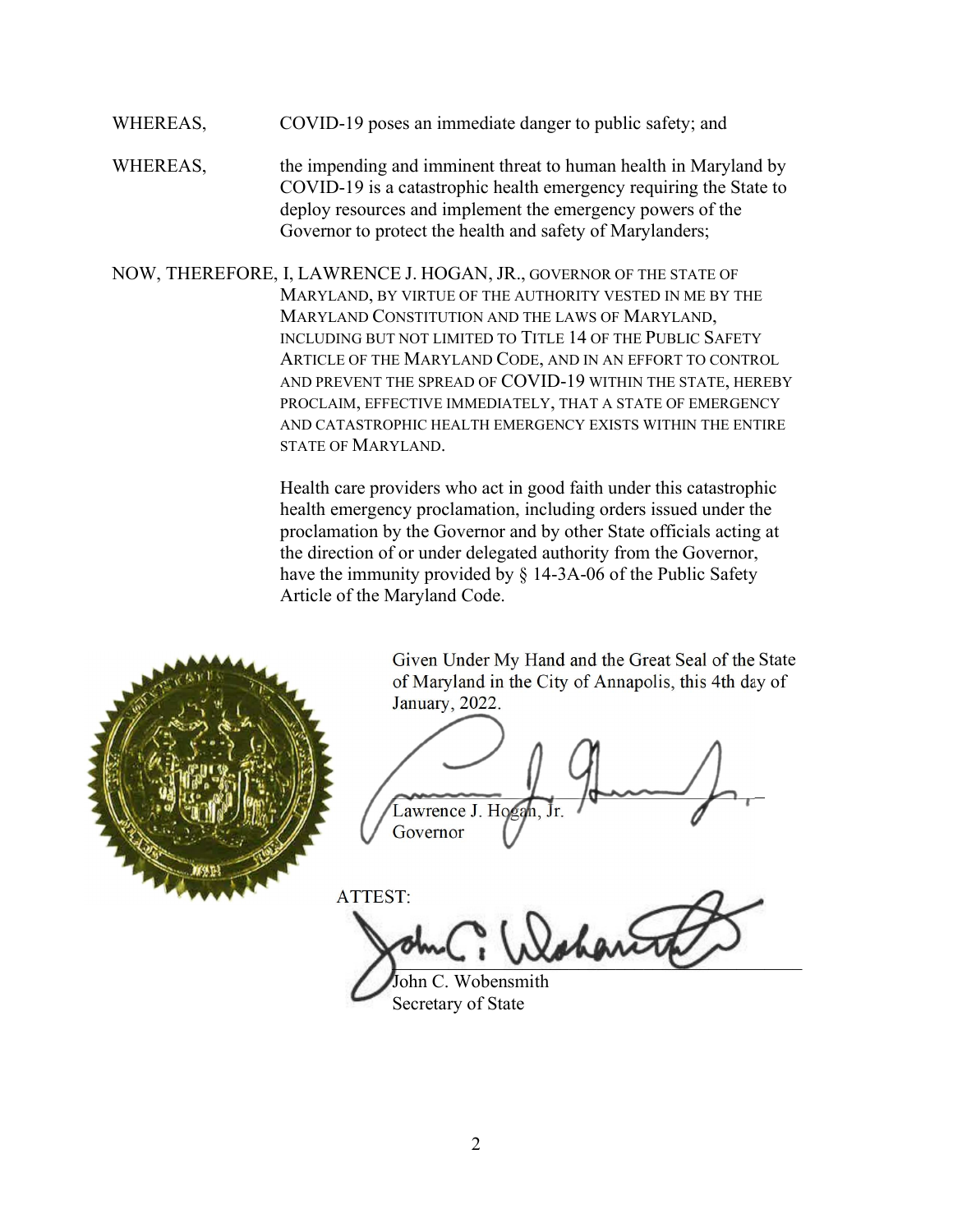WHEREAS, COVID-19 poses an immediate danger to public safety; and

WHEREAS, the impending and imminent threat to human health in Maryland by COVID-19 is a catastrophic health emergency requiring the State to deploy resources and implement the emergency powers of the Governor to protect the health and safety of Marylanders;

NOW, THEREFORE, I, LAWRENCE J. HOGAN, JR., GOVERNOR OF THE STATE OF MARYLAND, BY VIRTUE OF THE AUTHORITY VESTED IN ME BY THE MARYLAND CONSTITUTION AND THE LAWS OF MARYLAND, INCLUDING BUT NOT LIMITED TO TITLE 14 OF THE PUBLIC SAFETY ARTICLE OF THE MARYLAND CODE, AND IN AN EFFORT TO CONTROL AND PREVENT THE SPREAD OF COVID-19 WITHIN THE STATE, HEREBY PROCLAIM, EFFECTIVE IMMEDIATELY, THAT A STATE OF EMERGENCY AND CATASTROPHIC HEALTH EMERGENCY EXISTS WITHIN THE ENTIRE STATE OF MARYLAND.

Health care providers who act in good faith under this catastrophic health emergency proclamation, including orders issued under the proclamation by the Governor and by other State officials acting at the direction of or under delegated authority from the Governor, have the immunity provided by § 14-3A-06 of the Public Safety Article of the Maryland Code.

Given Under My Hand and the Great Seal of the State of Maryland in the City of Annapolis, this 4th day of January, 2022.

Lawrence J. Hogan, Jr.
Governor

ATTEST:

John C. Wobensmith
Secretary of State